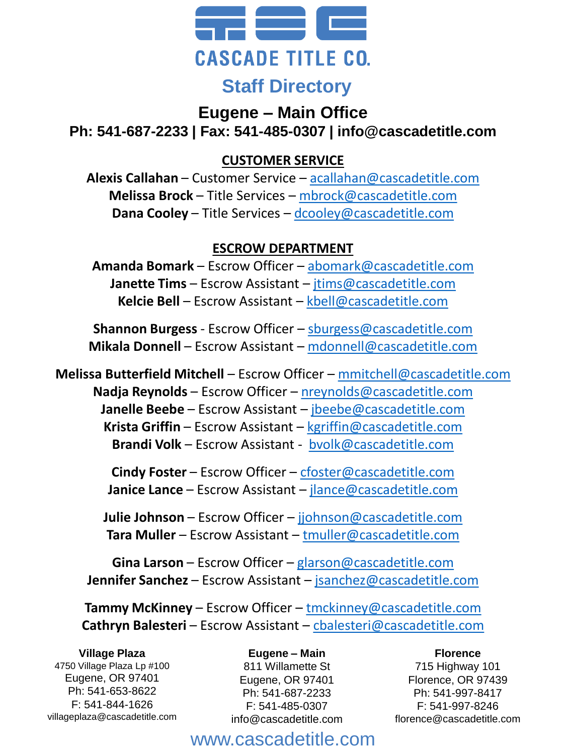# CASCADE TITLE CO.

## Staff Directory

### Eugene – Main Office

**Ph: 541-687-2233 | Fax: 541-485-0307 | info@cascadetitle.com**

**CUSTOMER SERVICE**

**Alexis Callahan** – Customer Service – acallahan@cascadetitle.com
**Melissa Brock** – Title Services – mbrock@cascadetitle.com
**Dana Cooley** – Title Services – dcooley@cascadetitle.com

**ESCROW DEPARTMENT**

**Amanda Bomark** – Escrow Officer – abomark@cascadetitle.com
**Janette Tims** – Escrow Assistant – jtims@cascadetitle.com
**Kelcie Bell** – Escrow Assistant – kbell@cascadetitle.com

**Shannon Burgess** - Escrow Officer – sburgess@cascadetitle.com
**Mikala Donnell** – Escrow Assistant – mdonnell@cascadetitle.com

**Melissa Butterfield Mitchell** – Escrow Officer – mmitchell@cascadetitle.com
**Nadja Reynolds** – Escrow Officer – nreynolds@cascadetitle.com
**Janelle Beebe** – Escrow Assistant – jbeebe@cascadetitle.com
**Krista Griffin** – Escrow Assistant – kgriffin@cascadetitle.com
**Brandi Volk** – Escrow Assistant - bvolk@cascadetitle.com

**Cindy Foster** – Escrow Officer – cfoster@cascadetitle.com
**Janice Lance** – Escrow Assistant – jlance@cascadetitle.com

**Julie Johnson** – Escrow Officer – jjohnson@cascadetitle.com
**Tara Muller** – Escrow Assistant – tmuller@cascadetitle.com

**Gina Larson** – Escrow Officer – glarson@cascadetitle.com
**Jennifer Sanchez** – Escrow Assistant – jsanchez@cascadetitle.com

**Tammy McKinney** – Escrow Officer – tmckinney@cascadetitle.com
**Cathryn Balesteri** – Escrow Assistant – cbalesteri@cascadetitle.com

**Village Plaza**
4750 Village Plaza Lp #100
Eugene, OR 97401
Ph: 541-653-8622
F: 541-844-1626
villageplaza@cascadetitle.com

**Eugene – Main**
811 Willamette St
Eugene, OR 97401
Ph: 541-687-2233
F: 541-485-0307
info@cascadetitle.com

**Florence**
715 Highway 101
Florence, OR 97439
Ph: 541-997-8417
F: 541-997-8246
florence@cascadetitle.com

www.cascadetitle.com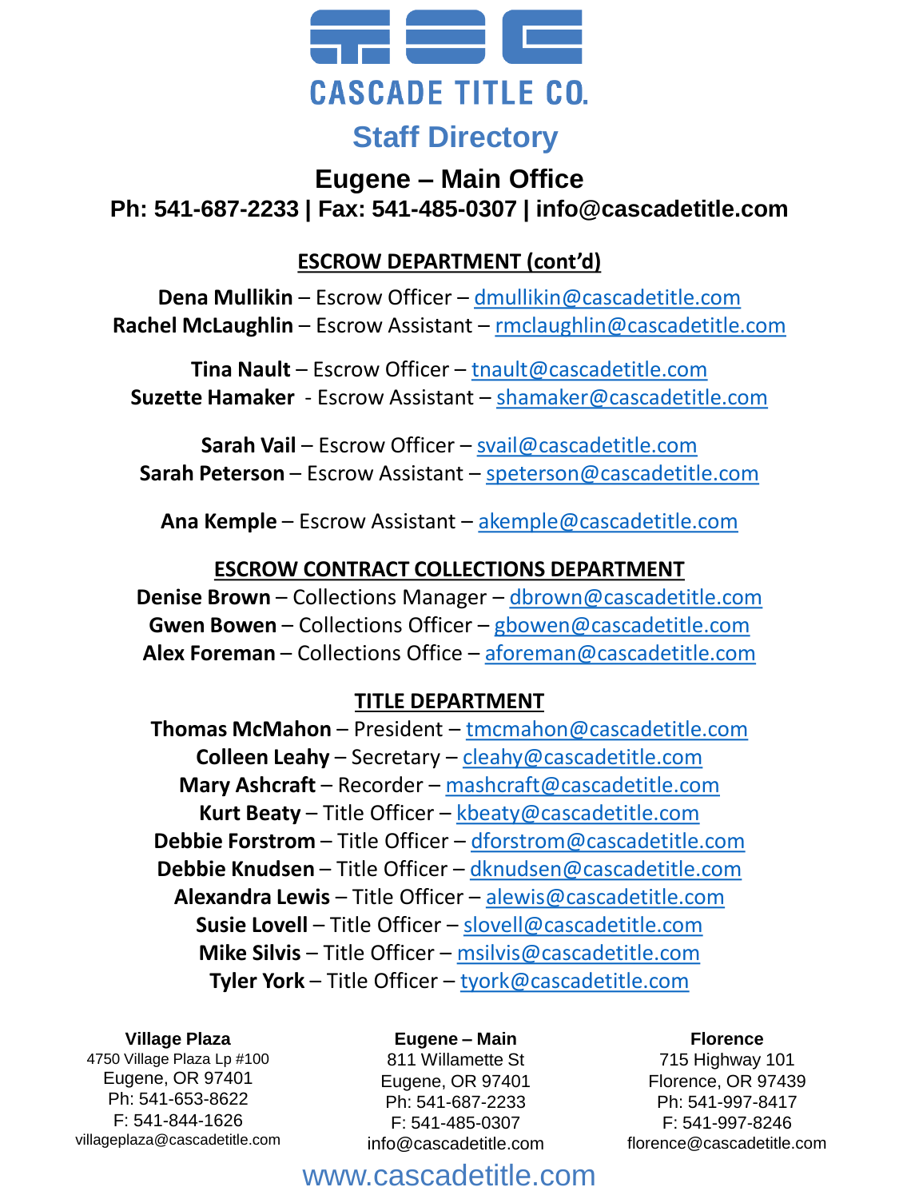# CASCADE TITLE CO.

## Staff Directory

### Eugene – Main Office

**Ph: 541-687-2233 | Fax: 541-485-0307 | info@cascadetitle.com**

**ESCROW DEPARTMENT (cont'd)**

**Dena Mullikin** – Escrow Officer – dmullikin@cascadetitle.com
**Rachel McLaughlin** – Escrow Assistant – rmclaughlin@cascadetitle.com

**Tina Nault** – Escrow Officer – tnault@cascadetitle.com
**Suzette Hamaker** - Escrow Assistant – shamaker@cascadetitle.com

**Sarah Vail** – Escrow Officer – svail@cascadetitle.com
**Sarah Peterson** – Escrow Assistant – speterson@cascadetitle.com

**Ana Kemple** – Escrow Assistant – akemple@cascadetitle.com

**ESCROW CONTRACT COLLECTIONS DEPARTMENT**

**Denise Brown** – Collections Manager – dbrown@cascadetitle.com
**Gwen Bowen** – Collections Officer – gbowen@cascadetitle.com
**Alex Foreman** – Collections Office – aforeman@cascadetitle.com

**TITLE DEPARTMENT**

**Thomas McMahon** – President – tmcmahon@cascadetitle.com
**Colleen Leahy** – Secretary – cleahy@cascadetitle.com
**Mary Ashcraft** – Recorder – mashcraft@cascadetitle.com
**Kurt Beaty** – Title Officer – kbeaty@cascadetitle.com
**Debbie Forstrom** – Title Officer – dforstrom@cascadetitle.com
**Debbie Knudsen** – Title Officer – dknudsen@cascadetitle.com
**Alexandra Lewis** – Title Officer – alewis@cascadetitle.com
**Susie Lovell** – Title Officer – slovell@cascadetitle.com
**Mike Silvis** – Title Officer – msilvis@cascadetitle.com
**Tyler York** – Title Officer – tyork@cascadetitle.com

**Village Plaza**
4750 Village Plaza Lp #100
Eugene, OR 97401
Ph: 541-653-8622
F: 541-844-1626
villageplaza@cascadetitle.com

**Eugene – Main**
811 Willamette St
Eugene, OR 97401
Ph: 541-687-2233
F: 541-485-0307
info@cascadetitle.com

**Florence**
715 Highway 101
Florence, OR 97439
Ph: 541-997-8417
F: 541-997-8246
florence@cascadetitle.com

www.cascadetitle.com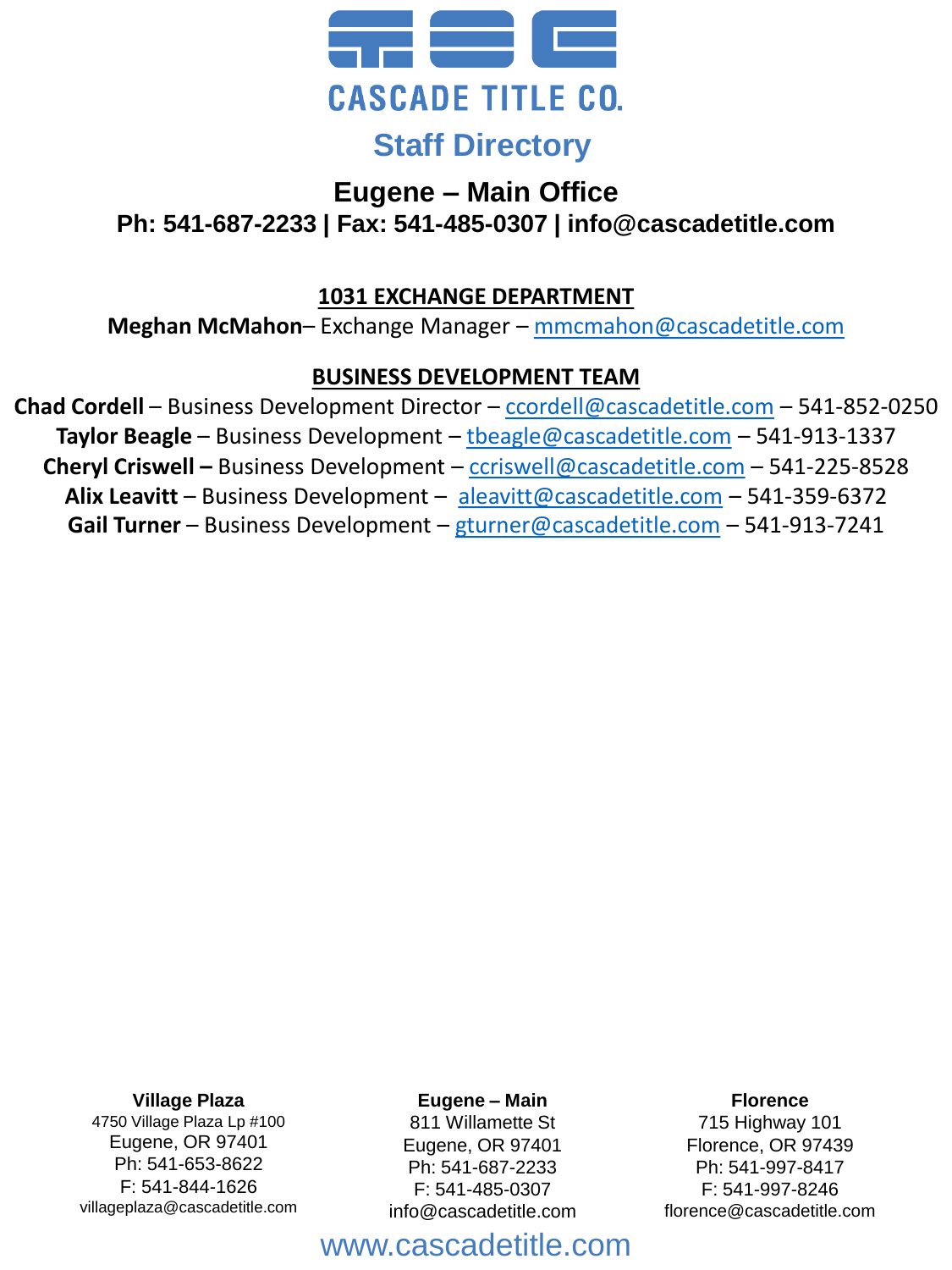CASCADE TITLE CO.

# Staff Directory

## Eugene – Main Office

**Ph: 541-687-2233 | Fax: 541-485-0307 | info@cascadetitle.com**

### 1031 EXCHANGE DEPARTMENT

**Meghan McMahon**– Exchange Manager – mmcmahon@cascadetitle.com

### BUSINESS DEVELOPMENT TEAM

**Chad Cordell** – Business Development Director – ccordell@cascadetitle.com – 541-852-0250

**Taylor Beagle** – Business Development – tbeagle@cascadetitle.com – 541-913-1337

**Cheryl Criswell –** Business Development – ccriswell@cascadetitle.com – 541-225-8528

**Alix Leavitt** – Business Development – aleavitt@cascadetitle.com – 541-359-6372

**Gail Turner** – Business Development – gturner@cascadetitle.com – 541-913-7241

**Village Plaza**
4750 Village Plaza Lp #100
Eugene, OR 97401
Ph: 541-653-8622
F: 541-844-1626
villageplaza@cascadetitle.com

**Eugene – Main**
811 Willamette St
Eugene, OR 97401
Ph: 541-687-2233
F: 541-485-0307
info@cascadetitle.com

**Florence**
715 Highway 101
Florence, OR 97439
Ph: 541-997-8417
F: 541-997-8246
florence@cascadetitle.com

www.cascadetitle.com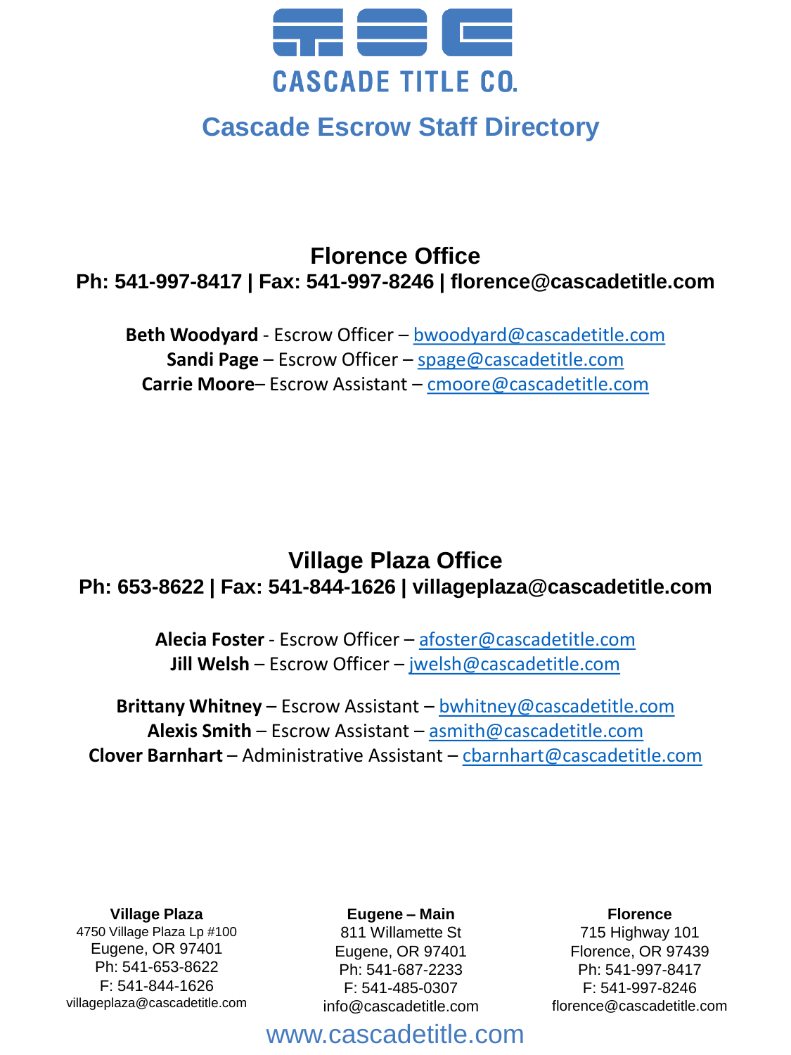CASCADE TITLE CO.

# Cascade Escrow Staff Directory

## Florence Office

**Ph: 541-997-8417 | Fax: 541-997-8246 | florence@cascadetitle.com**

**Beth Woodyard** - Escrow Officer – bwoodyard@cascadetitle.com
**Sandi Page** – Escrow Officer – spage@cascadetitle.com
**Carrie Moore**– Escrow Assistant – cmoore@cascadetitle.com

## Village Plaza Office

**Ph: 653-8622 | Fax: 541-844-1626 | villageplaza@cascadetitle.com**

**Alecia Foster** - Escrow Officer – afoster@cascadetitle.com
**Jill Welsh** – Escrow Officer – jwelsh@cascadetitle.com

**Brittany Whitney** – Escrow Assistant – bwhitney@cascadetitle.com
**Alexis Smith** – Escrow Assistant – asmith@cascadetitle.com
**Clover Barnhart** – Administrative Assistant – cbarnhart@cascadetitle.com

**Village Plaza**
4750 Village Plaza Lp #100
Eugene, OR 97401
Ph: 541-653-8622
F: 541-844-1626
villageplaza@cascadetitle.com

**Eugene – Main**
811 Willamette St
Eugene, OR 97401
Ph: 541-687-2233
F: 541-485-0307
info@cascadetitle.com

**Florence**
715 Highway 101
Florence, OR 97439
Ph: 541-997-8417
F: 541-997-8246
florence@cascadetitle.com

www.cascadetitle.com